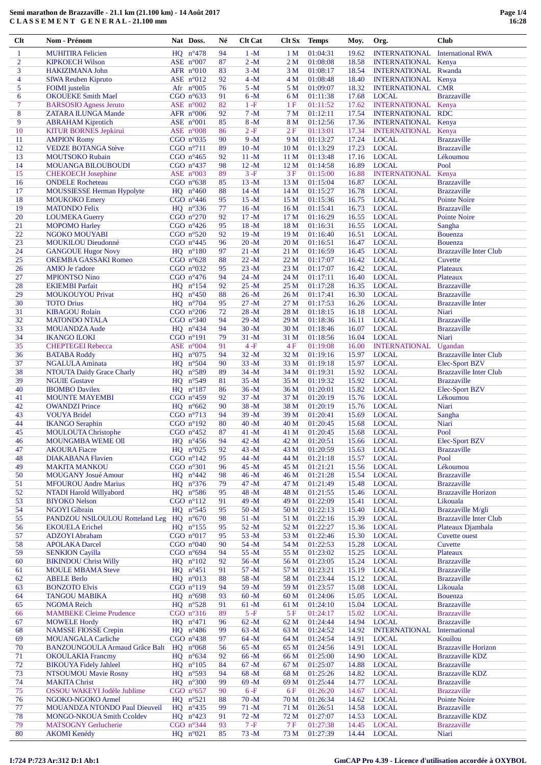**Semi marathon de Brazzaville - 21.1 km (21.100 km) - 14 Août 2017**
**C L A S S E M E N T   G E N E R A L - 21.100 mm**

| Clt | Nom - Prénom | Nat | Doss. | Né | Clt Cat | Clt Sx | Temps | Moy. | Org. | Club |
|---|---|---|---|---|---|---|---|---|---|---|
| 1 | MUHITIRA Felicien | HQ | n°478 | 94 | 1 -M | 1 M | 01:04:31 | 19.62 | INTERNATIONAL | International RWA |
| 2 | KIPKOECH Wilson | ASE | n°007 | 87 | 2 -M | 2 M | 01:08:08 | 18.58 | INTERNATIONAL | Kenya |
| 3 | HAKIZIMANA John | AFR | n°010 | 83 | 3 -M | 3 M | 01:08:17 | 18.54 | INTERNATIONAL | Rwanda |
| 4 | SIWA Reuben Kipruto | ASE | n°012 | 92 | 4 -M | 4 M | 01:08:48 | 18.40 | INTERNATIONAL | Kenya |
| 5 | FOIMI justelin | Afr | n°005 | 76 | 5 -M | 5 M | 01:09:07 | 18.32 | INTERNATIONAL | CMR |
| 6 | OKOUEKE Smith Mael | CGO | n°633 | 91 | 6 -M | 6 M | 01:11:38 | 17.68 | LOCAL | Brazzaville |
| 7 | BARSOSIO Agness Jeruto | ASE | n°002 | 82 | 1 -F | 1 F | 01:11:52 | 17.62 | INTERNATIONAL | Kenya |
| 8 | ZATARA ILUNGA Mande | AFR | n°006 | 92 | 7 -M | 7 M | 01:12:11 | 17.54 | INTERNATIONAL | RDC |
| 9 | ABRAHAM Kiprotich | ASE | n°001 | 85 | 8 -M | 8 M | 01:12:56 | 17.36 | INTERNATIONAL | Kenya |
| 10 | KITUR BORNES Jepkirui | ASE | n°008 | 86 | 2 -F | 2 F | 01:13:01 | 17.34 | INTERNATIONAL | Kenya |
| 11 | AMPION Romy | CGO | n°035 | 90 | 9 -M | 9 M | 01:13:27 | 17.24 | LOCAL | Brazzaville |
| 12 | VEDZE BOTANGA Stève | CGO | n°711 | 89 | 10 -M | 10 M | 01:13:29 | 17.23 | LOCAL | Brazzaville |
| 13 | MOUTSOKO Rubain | CGO | n°465 | 92 | 11 -M | 11 M | 01:13:48 | 17.16 | LOCAL | Lékoumou |
| 14 | MOUANGA BILOUBOUDI | CGO | n°437 | 98 | 12 -M | 12 M | 01:14:58 | 16.89 | LOCAL | Pool |
| 15 | KEECHOCH Josephine | ASE | n°009 | 89 | 3 -F | 3 F | 01:15:00 | 16.88 | INTERNATIONAL | Kenya |
| 16 | ONDELE Rocheteau | CGO | n°638 | 85 | 13 -M | 13 M | 01:15:04 | 16.87 | LOCAL | Brazzaville |
| 17 | MOUSSIESSE Herman Hypolyte | HQ | n°460 | 88 | 14 -M | 14 M | 01:15:27 | 16.78 | LOCAL | Brazzaville |
| 18 | MOUKOKO Emery | CGO | n°446 | 95 | 15 -M | 15 M | 01:15:36 | 16.75 | LOCAL | Pointe Noire |
| 19 | MATONDO Felix | HQ | n°336 | 77 | 16 -M | 16 M | 01:15:41 | 16.73 | LOCAL | Brazzaville |
| 20 | LOUMEKA Guerry | CGO | n°270 | 92 | 17 -M | 17 M | 01:16:29 | 16.55 | LOCAL | Pointe Noire |
| 21 | MOPOMO Harley | CGO | n°426 | 95 | 18 -M | 18 M | 01:16:31 | 16.55 | LOCAL | Sangha |
| 22 | NGOKO MOUYABI | CGO | n°520 | 92 | 19 -M | 19 M | 01:16:40 | 16.51 | LOCAL | Bouenza |
| 23 | MOUKILOU Dieudonné | CGO | n°445 | 96 | 20 -M | 20 M | 01:16:51 | 16.47 | LOCAL | Bouenza |
| 24 | GANGOUE Hugor Novy | HQ | n°180 | 97 | 21 -M | 21 M | 01:16:59 | 16.45 | LOCAL | Brazzaville Inter Club |
| 25 | OKEMBA GASSAKI Romeo | CGO | n°628 | 88 | 22 -M | 22 M | 01:17:07 | 16.42 | LOCAL | Cuvette |
| 26 | AMIO Je t'adore | CGO | n°032 | 95 | 23 -M | 23 M | 01:17:07 | 16.42 | LOCAL | Plateaux |
| 27 | MPIONTSO Nino | CGO | n°476 | 94 | 24 -M | 24 M | 01:17:11 | 16.40 | LOCAL | Plateaux |
| 28 | EKIEMBI Parfait | HQ | n°154 | 92 | 25 -M | 25 M | 01:17:28 | 16.35 | LOCAL | Brazzaville |
| 29 | MOUKOUYOU Privat | HQ | n°450 | 88 | 26 -M | 26 M | 01:17:41 | 16.30 | LOCAL | Brazzaville |
| 30 | TOTO Drius | HQ | n°704 | 95 | 27 -M | 27 M | 01:17:53 | 16.26 | LOCAL | Brazzaville Inter |
| 31 | KIBAGOU Rolain | CGO | n°206 | 72 | 28 -M | 28 M | 01:18:15 | 16.18 | LOCAL | Niari |
| 32 | MATONDO NTALA | CGO | n°340 | 94 | 29 -M | 29 M | 01:18:36 | 16.11 | LOCAL | Brazzaville |
| 33 | MOUANDZA Aude | HQ | n°434 | 94 | 30 -M | 30 M | 01:18:46 | 16.07 | LOCAL | Brazzaville |
| 34 | IKANGO ILOKI | CGO | n°191 | 79 | 31 -M | 31 M | 01:18:56 | 16.04 | LOCAL | Niari |
| 35 | CHEPTEGEI Rebecca | ASE | n°004 | 91 | 4 -F | 4 F | 01:19:08 | 16.00 | INTERNATIONAL | Ugandan |
| 36 | BATABA Roddy | HQ | n°075 | 94 | 32 -M | 32 M | 01:19:16 | 15.97 | LOCAL | Brazzaville Inter Club |
| 37 | NGALULA Aminata | HQ | n°504 | 90 | 33 -M | 33 M | 01:19:18 | 15.97 | LOCAL | Elec-Sport BZV |
| 38 | NTOUTA Daidy Grace Charly | HQ | n°589 | 89 | 34 -M | 34 M | 01:19:31 | 15.92 | LOCAL | Brazzaville Inter Club |
| 39 | NGUIE Gustave | HQ | n°549 | 81 | 35 -M | 35 M | 01:19:32 | 15.92 | LOCAL | Brazzaville |
| 40 | IBOMBO Davilex | HQ | n°187 | 86 | 36 -M | 36 M | 01:20:01 | 15.82 | LOCAL | Elec-Sport BZV |
| 41 | MOUNTE MAYEMBI | CGO | n°459 | 92 | 37 -M | 37 M | 01:20:19 | 15.76 | LOCAL | Lékoumou |
| 42 | OWANDZI Prince | HQ | n°662 | 90 | 38 -M | 38 M | 01:20:19 | 15.76 | LOCAL | Niari |
| 43 | VOUYA Bridel | CGO | n°713 | 94 | 39 -M | 39 M | 01:20:41 | 15.69 | LOCAL | Sangha |
| 44 | IKANGO Seraphin | CGO | n°192 | 80 | 40 -M | 40 M | 01:20:45 | 15.68 | LOCAL | Niari |
| 45 | MOULOUTA Christophe | CGO | n°452 | 87 | 41 -M | 41 M | 01:20:45 | 15.68 | LOCAL | Pool |
| 46 | MOUNGMBA WEME Oll | HQ | n°456 | 94 | 42 -M | 42 M | 01:20:51 | 15.66 | LOCAL | Elec-Sport BZV |
| 47 | AKOURA Fiacre | HQ | n°025 | 92 | 43 -M | 43 M | 01:20:59 | 15.63 | LOCAL | Brazzaville |
| 48 | DIAKABANA Flavien | CGO | n°142 | 95 | 44 -M | 44 M | 01:21:18 | 15.57 | LOCAL | Pool |
| 49 | MAKITA MANKOU | CGO | n°301 | 96 | 45 -M | 45 M | 01:21:21 | 15.56 | LOCAL | Lékoumou |
| 50 | MOUGANY Josué Amour | HQ | n°442 | 98 | 46 -M | 46 M | 01:21:28 | 15.54 | LOCAL | Brazzaville |
| 51 | MFOUROU Andre Marius | HQ | n°376 | 79 | 47 -M | 47 M | 01:21:49 | 15.48 | LOCAL | Brazzaville |
| 52 | NTADI Harold Willyabord | HQ | n°586 | 95 | 48 -M | 48 M | 01:21:55 | 15.46 | LOCAL | Brazzaville Horizon |
| 53 | BIYOKO Nelson | CGO | n°112 | 91 | 49 -M | 49 M | 01:22:09 | 15.41 | LOCAL | Likouala |
| 54 | NGOYI Gibrain | HQ | n°545 | 95 | 50 -M | 50 M | 01:22:13 | 15.40 | LOCAL | Brazzaville M/gli |
| 55 | PANDZOU NSILOULOU Rotteland Leg | HQ | n°670 | 98 | 51 -M | 51 M | 01:22:16 | 15.39 | LOCAL | Brazzaville Inter Club |
| 56 | EKOUELA Erichel | HQ | n°155 | 95 | 52 -M | 52 M | 01:22:27 | 15.36 | LOCAL | Plateaux Djambala |
| 57 | ADZOYI Abraham | CGO | n°017 | 95 | 53 -M | 53 M | 01:22:46 | 15.30 | LOCAL | Cuvette ouest |
| 58 | APOLAKA Darcel | CGO | n°040 | 90 | 54 -M | 54 M | 01:22:53 | 15.28 | LOCAL | Cuvette |
| 59 | SENKION Cayilla | CGO | n°694 | 94 | 55 -M | 55 M | 01:23:02 | 15.25 | LOCAL | Plateaux |
| 60 | BIKINDOU Christ Willy | HQ | n°102 | 92 | 56 -M | 56 M | 01:23:05 | 15.24 | LOCAL | Brazzaville |
| 61 | MOULE MBAMA Steve | HQ | n°451 | 91 | 57 -M | 57 M | 01:23:21 | 15.19 | LOCAL | Brazzaville |
| 62 | ABELE Berlo | HQ | n°013 | 88 | 58 -M | 58 M | 01:23:44 | 15.12 | LOCAL | Brazzaville |
| 63 | BONZOTO Elvis | CGO | n°119 | 94 | 59 -M | 59 M | 01:23:57 | 15.08 | LOCAL | Likouala |
| 64 | TANGOU MABIKA | HQ | n°698 | 93 | 60 -M | 60 M | 01:24:06 | 15.05 | LOCAL | Bouenza |
| 65 | NGOMA Reich | HQ | n°528 | 91 | 61 -M | 61 M | 01:24:10 | 15.04 | LOCAL | Brazzaville |
| 66 | MAMBEKE Cleime Prudence | CGO | n°316 | 89 | 5 -F | 5 F | 01:24:17 | 15.02 | LOCAL | Brazzaville |
| 67 | MOWELE Hordy | HQ | n°471 | 96 | 62 -M | 62 M | 01:24:44 | 14.94 | LOCAL | Brazzaville |
| 68 | NAMSSE FIOSSE Crepin | HQ | n°486 | 99 | 63 -M | 63 M | 01:24:52 | 14.92 | INTERNATIONAL | International |
| 69 | MOUANGALA Carliche | CGO | n°438 | 97 | 64 -M | 64 M | 01:24:54 | 14.91 | LOCAL | Kouilou |
| 70 | BANZOUNGOULA Armaud Grâce Balt | HQ | n°068 | 56 | 65 -M | 65 M | 01:24:56 | 14.91 | LOCAL | Brazzaville Horizon |
| 71 | OKOULAKIA Francmy | HQ | n°634 | 92 | 66 -M | 66 M | 01:25:00 | 14.90 | LOCAL | Brazzaville KDZ |
| 72 | BIKOUYA Fidely Jahleel | HQ | n°105 | 84 | 67 -M | 67 M | 01:25:07 | 14.88 | LOCAL | Brazzaville |
| 73 | NTSOUMOU Mavie Rosny | HQ | n°593 | 94 | 68 -M | 68 M | 01:25:26 | 14.82 | LOCAL | Brazzaville KDZ |
| 74 | MAKITA Christ | HQ | n°300 | 99 | 69 -M | 69 M | 01:25:44 | 14.77 | LOCAL | Brazzaville |
| 75 | OSSOU WAKEYI Jodèle Jublime | CGO | n°657 | 90 | 6 -F | 6 F | 01:26:20 | 14.67 | LOCAL | Brazzaville |
| 76 | NGOKO-NGOKO Armel | HQ | n°521 | 88 | 70 -M | 70 M | 01:26:34 | 14.62 | LOCAL | Pointe Noire |
| 77 | MOUANDZA NTONDO Paul Dieuveil | HQ | n°435 | 99 | 71 -M | 71 M | 01:26:51 | 14.58 | LOCAL | Brazzaville |
| 78 | MONGO-NKOUA Smith Ccoldev | HQ | n°423 | 91 | 72 -M | 72 M | 01:27:07 | 14.53 | LOCAL | Brazzaville KDZ |
| 79 | MATSOGNY Gerlucherie | CGO | n°344 | 93 | 7 -F | 7 F | 01:27:38 | 14.45 | LOCAL | Brazzaville |
| 80 | AKOMI Kenédy | HQ | n°021 | 85 | 73 -M | 73 M | 01:27:39 | 14.44 | LOCAL | Niari |

I:724 P:723 Ar:312 D:1 Ab:1

GmCAP Pro 4.39 - Licence d'utilisation accordée à OXYBOL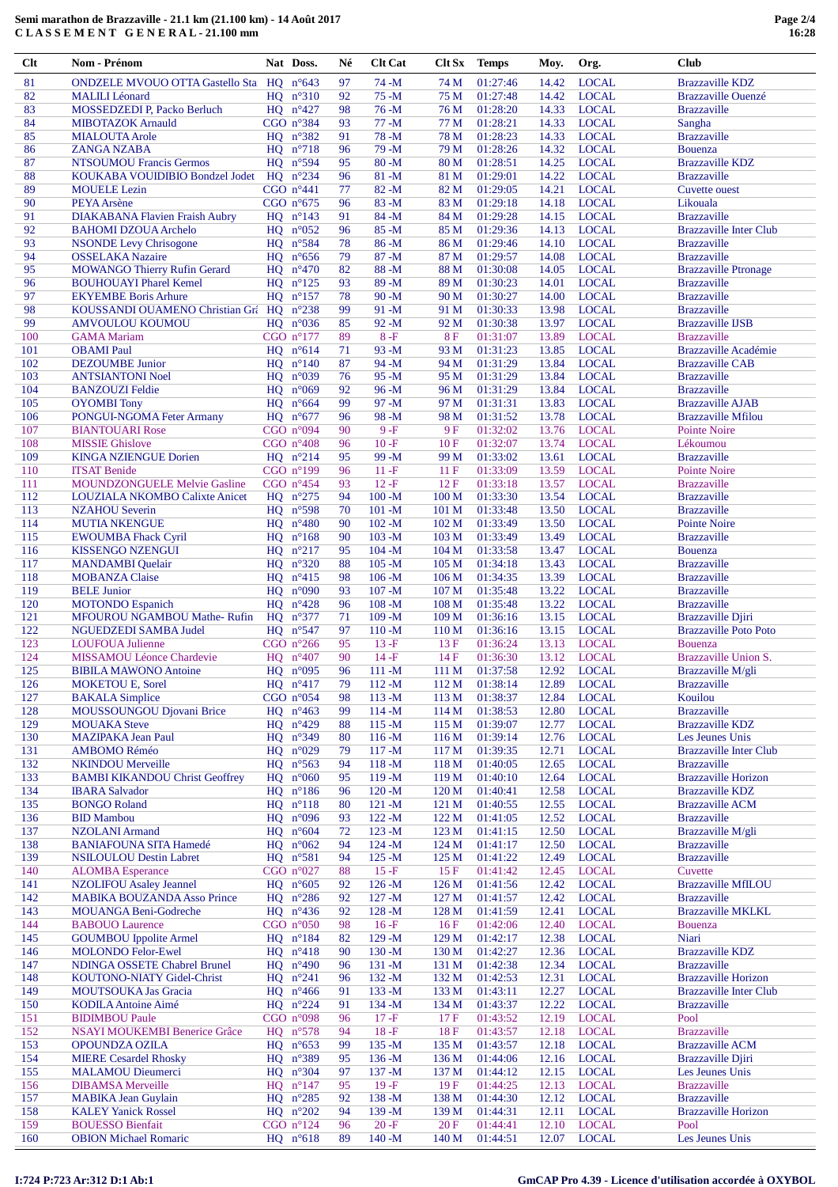# Semi marathon de Brazzaville - 21.1 km (21.100 km) - 14 Août 2017

## C L A S S E M E N T G E N E R A L - 21.100 mm

| Clt | Nom - Prénom | Nat | Doss. | Né | Clt Cat | Clt Sx | Temps | Moy. | Org. | Club |
|---|---|---|---|---|---|---|---|---|---|---|
| 81 | ONDZELE MVOUO OTTA Gastello Sta | HQ | n°643 | 97 | 74 -M | 74 M | 01:27:46 | 14.42 | LOCAL | Brazzaville KDZ |
| 82 | MALILI Léonard | HQ | n°310 | 92 | 75 -M | 75 M | 01:27:48 | 14.42 | LOCAL | Brazzaville Ouenzé |
| 83 | MOSSEDZEDI P, Packo Berluch | HQ | n°427 | 98 | 76 -M | 76 M | 01:28:20 | 14.33 | LOCAL | Brazzaville |
| 84 | MIBOTAZOK Arnauld | CGO | n°384 | 93 | 77 -M | 77 M | 01:28:21 | 14.33 | LOCAL | Sangha |
| 85 | MIALOUTA Arole | HQ | n°382 | 91 | 78 -M | 78 M | 01:28:23 | 14.33 | LOCAL | Brazzaville |
| 86 | ZANGA NZABA | HQ | n°718 | 96 | 79 -M | 79 M | 01:28:26 | 14.32 | LOCAL | Bouenza |
| 87 | NTSOUMOU Francis Germos | HQ | n°594 | 95 | 80 -M | 80 M | 01:28:51 | 14.25 | LOCAL | Brazzaville KDZ |
| 88 | KOUKABA VOUIDIBIO Bondzel Jodet | HQ | n°234 | 96 | 81 -M | 81 M | 01:29:01 | 14.22 | LOCAL | Brazzaville |
| 89 | MOUELE Lezin | CGO | n°441 | 77 | 82 -M | 82 M | 01:29:05 | 14.21 | LOCAL | Cuvette ouest |
| 90 | PEYA Arsène | CGO | n°675 | 96 | 83 -M | 83 M | 01:29:18 | 14.18 | LOCAL | Likouala |
| 91 | DIAKABANA Flavien Fraish Aubry | HQ | n°143 | 91 | 84 -M | 84 M | 01:29:28 | 14.15 | LOCAL | Brazzaville |
| 92 | BAHOMI DZOUA Archelo | HQ | n°052 | 96 | 85 -M | 85 M | 01:29:36 | 14.13 | LOCAL | Brazzaville Inter Club |
| 93 | NSONDE Levy Chrisogone | HQ | n°584 | 78 | 86 -M | 86 M | 01:29:46 | 14.10 | LOCAL | Brazzaville |
| 94 | OSSELAKA Nazaire | HQ | n°656 | 79 | 87 -M | 87 M | 01:29:57 | 14.08 | LOCAL | Brazzaville |
| 95 | MOWANGO Thierry Rufin Gerard | HQ | n°470 | 82 | 88 -M | 88 M | 01:30:08 | 14.05 | LOCAL | Brazzaville Ptronage |
| 96 | BOUHOUAYI Pharel Kemel | HQ | n°125 | 93 | 89 -M | 89 M | 01:30:23 | 14.01 | LOCAL | Brazzaville |
| 97 | EKYEMBE Boris Arhure | HQ | n°157 | 78 | 90 -M | 90 M | 01:30:27 | 14.00 | LOCAL | Brazzaville |
| 98 | KOUSSANDI OUAMENO Christian Grâ | HQ | n°238 | 99 | 91 -M | 91 M | 01:30:33 | 13.98 | LOCAL | Brazzaville |
| 99 | AMVOULOU KOUMOU | HQ | n°036 | 85 | 92 -M | 92 M | 01:30:38 | 13.97 | LOCAL | Brazzaville IJSB |
| 100 | GAMA Mariam | CGO | n°177 | 89 | 8 -F | 8 F | 01:31:07 | 13.89 | LOCAL | Brazzaville |
| 101 | OBAMI Paul | HQ | n°614 | 71 | 93 -M | 93 M | 01:31:23 | 13.85 | LOCAL | Brazzaville Académie |
| 102 | DEZOUMBE Junior | HQ | n°140 | 87 | 94 -M | 94 M | 01:31:29 | 13.84 | LOCAL | Brazzaville CAB |
| 103 | ANTSIANTONI Noel | HQ | n°039 | 76 | 95 -M | 95 M | 01:31:29 | 13.84 | LOCAL | Brazzaville |
| 104 | BANZOUZI Feldie | HQ | n°069 | 92 | 96 -M | 96 M | 01:31:29 | 13.84 | LOCAL | Brazzaville |
| 105 | OYOMBI Tony | HQ | n°664 | 99 | 97 -M | 97 M | 01:31:31 | 13.83 | LOCAL | Brazzaville AJAB |
| 106 | PONGUI-NGOMA Feter Armany | HQ | n°677 | 96 | 98 -M | 98 M | 01:31:52 | 13.78 | LOCAL | Brazzaville Mfilou |
| 107 | BIANTOUARI Rose | CGO | n°094 | 90 | 9 -F | 9 F | 01:32:02 | 13.76 | LOCAL | Pointe Noire |
| 108 | MISSIE Ghislove | CGO | n°408 | 96 | 10 -F | 10 F | 01:32:07 | 13.74 | LOCAL | Lékoumou |
| 109 | KINGA NZIENGUE Dorien | HQ | n°214 | 95 | 99 -M | 99 M | 01:33:02 | 13.61 | LOCAL | Brazzaville |
| 110 | ITSAT Benide | CGO | n°199 | 96 | 11 -F | 11 F | 01:33:09 | 13.59 | LOCAL | Pointe Noire |
| 111 | MOUNDZONGUELE Melvie Gasline | CGO | n°454 | 93 | 12 -F | 12 F | 01:33:18 | 13.57 | LOCAL | Brazzaville |
| 112 | LOUZIALA NKOMBO Calixte Anicet | HQ | n°275 | 94 | 100 -M | 100 M | 01:33:30 | 13.54 | LOCAL | Brazzaville |
| 113 | NZAHOU Severin | HQ | n°598 | 70 | 101 -M | 101 M | 01:33:48 | 13.50 | LOCAL | Brazzaville |
| 114 | MUTIA NKENGUE | HQ | n°480 | 90 | 102 -M | 102 M | 01:33:49 | 13.50 | LOCAL | Pointe Noire |
| 115 | EWOUMBA Fhack Cyril | HQ | n°168 | 90 | 103 -M | 103 M | 01:33:49 | 13.49 | LOCAL | Brazzaville |
| 116 | KISSENGO NZENGUI | HQ | n°217 | 95 | 104 -M | 104 M | 01:33:58 | 13.47 | LOCAL | Bouenza |
| 117 | MANDAMBI Quelair | HQ | n°320 | 88 | 105 -M | 105 M | 01:34:18 | 13.43 | LOCAL | Brazzaville |
| 118 | MOBANZA Claise | HQ | n°415 | 98 | 106 -M | 106 M | 01:34:35 | 13.39 | LOCAL | Brazzaville |
| 119 | BELE Junior | HQ | n°090 | 93 | 107 -M | 107 M | 01:35:48 | 13.22 | LOCAL | Brazzaville |
| 120 | MOTONDO Espanich | HQ | n°428 | 96 | 108 -M | 108 M | 01:35:48 | 13.22 | LOCAL | Brazzaville |
| 121 | MFOUROU NGAMBOU Mathe- Rufin | HQ | n°377 | 71 | 109 -M | 109 M | 01:36:16 | 13.15 | LOCAL | Brazzaville Djiri |
| 122 | NGUEDZEDI SAMBA Judel | HQ | n°547 | 97 | 110 -M | 110 M | 01:36:16 | 13.15 | LOCAL | Brazzaville Poto Poto |
| 123 | LOUFOUA Julienne | CGO | n°266 | 95 | 13 -F | 13 F | 01:36:24 | 13.13 | LOCAL | Bouenza |
| 124 | MISSAMOU Léonce Chardevie | HQ | n°407 | 90 | 14 -F | 14 F | 01:36:30 | 13.12 | LOCAL | Brazzaville Union S. |
| 125 | BIBILA MAWONO Antoine | HQ | n°095 | 96 | 111 -M | 111 M | 01:37:58 | 12.92 | LOCAL | Brazzaville M/gli |
| 126 | MOKETOU E, Sorel | HQ | n°417 | 79 | 112 -M | 112 M | 01:38:14 | 12.89 | LOCAL | Brazzaville |
| 127 | BAKALA Simplice | CGO | n°054 | 98 | 113 -M | 113 M | 01:38:37 | 12.84 | LOCAL | Kouilou |
| 128 | MOUSSOUNGOU Djovani Brice | HQ | n°463 | 99 | 114 -M | 114 M | 01:38:53 | 12.80 | LOCAL | Brazzaville |
| 129 | MOUAKA Steve | HQ | n°429 | 88 | 115 -M | 115 M | 01:39:07 | 12.77 | LOCAL | Brazzaville KDZ |
| 130 | MAZIPAKA Jean Paul | HQ | n°349 | 80 | 116 -M | 116 M | 01:39:14 | 12.76 | LOCAL | Les Jeunes Unis |
| 131 | AMBOMO Réméo | HQ | n°029 | 79 | 117 -M | 117 M | 01:39:35 | 12.71 | LOCAL | Brazzaville Inter Club |
| 132 | NKINDOU Merveille | HQ | n°563 | 94 | 118 -M | 118 M | 01:40:05 | 12.65 | LOCAL | Brazzaville |
| 133 | BAMBI KIKANDOU Christ Geoffrey | HQ | n°060 | 95 | 119 -M | 119 M | 01:40:10 | 12.64 | LOCAL | Brazzaville Horizon |
| 134 | IBARA Salvador | HQ | n°186 | 96 | 120 -M | 120 M | 01:40:41 | 12.58 | LOCAL | Brazzaville KDZ |
| 135 | BONGO Roland | HQ | n°118 | 80 | 121 -M | 121 M | 01:40:55 | 12.55 | LOCAL | Brazzaville ACM |
| 136 | BID Mambou | HQ | n°096 | 93 | 122 -M | 122 M | 01:41:05 | 12.52 | LOCAL | Brazzaville |
| 137 | NZOLANI Armand | HQ | n°604 | 72 | 123 -M | 123 M | 01:41:15 | 12.50 | LOCAL | Brazzaville M/gli |
| 138 | BANIAFOUNA SITA Hamedé | HQ | n°062 | 94 | 124 -M | 124 M | 01:41:17 | 12.50 | LOCAL | Brazzaville |
| 139 | NSILOULOU Destin Labret | HQ | n°581 | 94 | 125 -M | 125 M | 01:41:22 | 12.49 | LOCAL | Brazzaville |
| 140 | ALOMBA Esperance | CGO | n°027 | 88 | 15 -F | 15 F | 01:41:42 | 12.45 | LOCAL | Cuvette |
| 141 | NZOLIFOU Asaley Jeannel | HQ | n°605 | 92 | 126 -M | 126 M | 01:41:56 | 12.42 | LOCAL | Brazzaville MfILOU |
| 142 | MABIKA BOUZANDA Asso Prince | HQ | n°286 | 92 | 127 -M | 127 M | 01:41:57 | 12.42 | LOCAL | Brazzaville |
| 143 | MOUANGA Beni-Godreche | HQ | n°436 | 92 | 128 -M | 128 M | 01:41:59 | 12.41 | LOCAL | Brazzaville MKLKL |
| 144 | BABOUO Laurence | CGO | n°050 | 98 | 16 -F | 16 F | 01:42:06 | 12.40 | LOCAL | Bouenza |
| 145 | GOUMBOU Ippolite Armel | HQ | n°184 | 82 | 129 -M | 129 M | 01:42:17 | 12.38 | LOCAL | Niari |
| 146 | MOLONDO Felor-Ewel | HQ | n°418 | 90 | 130 -M | 130 M | 01:42:27 | 12.36 | LOCAL | Brazzaville KDZ |
| 147 | NDINGA OSSETE Chabrel Brunel | HQ | n°490 | 96 | 131 -M | 131 M | 01:42:38 | 12.34 | LOCAL | Brazzaville |
| 148 | KOUTONO-NIATY Gidel-Christ | HQ | n°241 | 96 | 132 -M | 132 M | 01:42:53 | 12.31 | LOCAL | Brazzaville Horizon |
| 149 | MOUTSOUKA Jas Gracia | HQ | n°466 | 91 | 133 -M | 133 M | 01:43:11 | 12.27 | LOCAL | Brazzaville Inter Club |
| 150 | KODILA Antoine Aimé | HQ | n°224 | 91 | 134 -M | 134 M | 01:43:37 | 12.22 | LOCAL | Brazzaville |
| 151 | BIDIMBOU Paule | CGO | n°098 | 96 | 17 -F | 17 F | 01:43:52 | 12.19 | LOCAL | Pool |
| 152 | NSAYI MOUKEMBI Benerice Grâce | HQ | n°578 | 94 | 18 -F | 18 F | 01:43:57 | 12.18 | LOCAL | Brazzaville |
| 153 | OPOUNDZA OZILA | HQ | n°653 | 99 | 135 -M | 135 M | 01:43:57 | 12.18 | LOCAL | Brazzaville ACM |
| 154 | MIERE Cesardel Rhosky | HQ | n°389 | 95 | 136 -M | 136 M | 01:44:06 | 12.16 | LOCAL | Brazzaville Djiri |
| 155 | MALAMOU Dieumerci | HQ | n°304 | 97 | 137 -M | 137 M | 01:44:12 | 12.15 | LOCAL | Les Jeunes Unis |
| 156 | DIBAMSA Merveille | HQ | n°147 | 95 | 19 -F | 19 F | 01:44:25 | 12.13 | LOCAL | Brazzaville |
| 157 | MABIKA Jean Guylain | HQ | n°285 | 92 | 138 -M | 138 M | 01:44:30 | 12.12 | LOCAL | Brazzaville |
| 158 | KALEY Yanick Rossel | HQ | n°202 | 94 | 139 -M | 139 M | 01:44:31 | 12.11 | LOCAL | Brazzaville Horizon |
| 159 | BOUESSO Bienfait | CGO | n°124 | 96 | 20 -F | 20 F | 01:44:41 | 12.10 | LOCAL | Pool |
| 160 | OBION Michael Romaric | HQ | n°618 | 89 | 140 -M | 140 M | 01:44:51 | 12.07 | LOCAL | Les Jeunes Unis |

I:724 P:723 Ar:312 D:1 Ab:1

GmCAP Pro 4.39 - Licence d'utilisation accordée à OXYBOL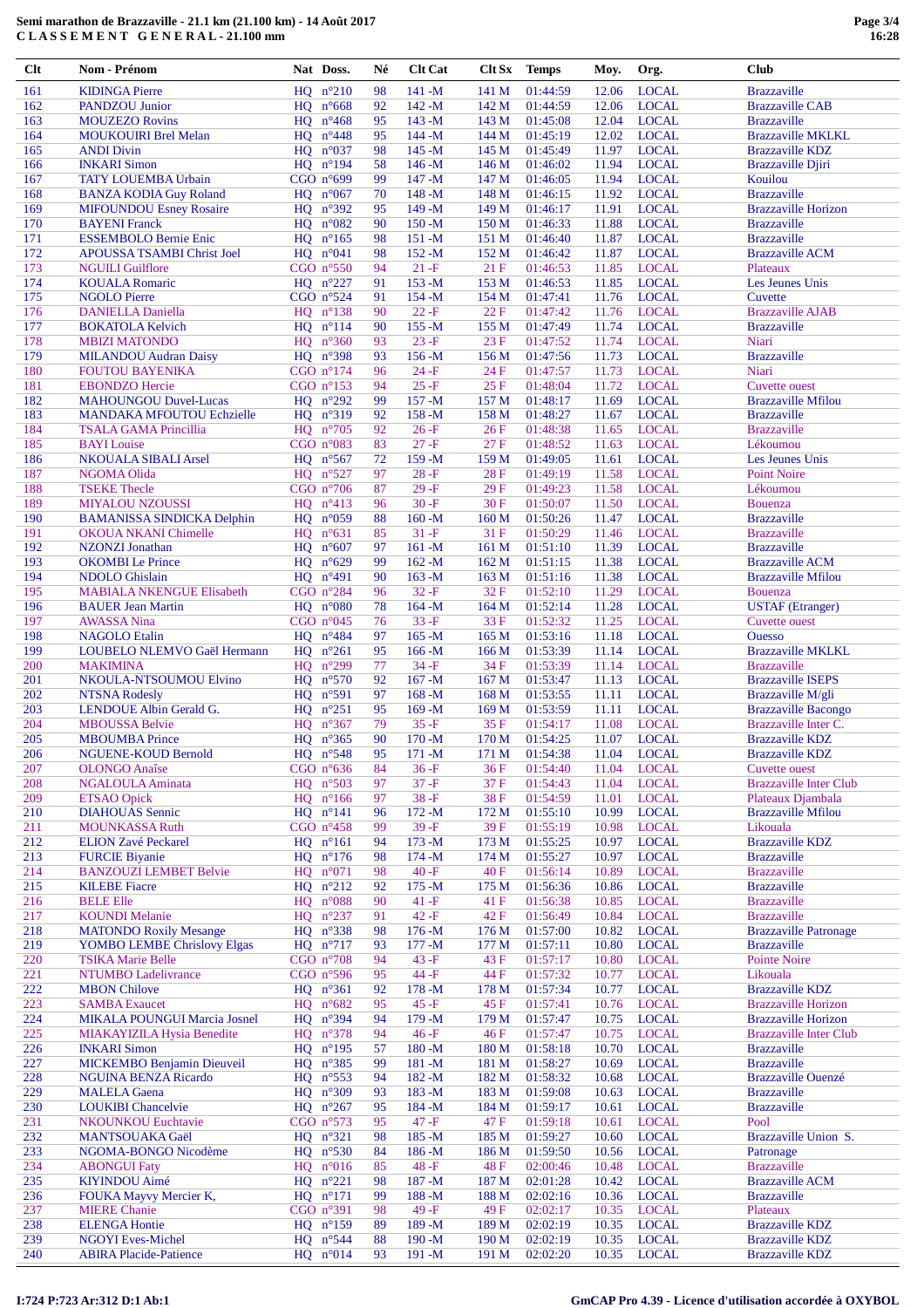# Semi marathon de Brazzaville - 21.1 km (21.100 km) - 14 Août 2017
## C L A S S E M E N T   G E N E R A L - 21.100 mm

| Clt | Nom - Prénom | Nat | Doss. | Né | Clt Cat | Clt Sx | Temps | Moy. | Org. | Club |
|---|---|---|---|---|---|---|---|---|---|---|
| 161 | KIDINGA Pierre | HQ | n°210 | 98 | 141 -M | 141 M | 01:44:59 | 12.06 | LOCAL | Brazzaville |
| 162 | PANDZOU Junior | HQ | n°668 | 92 | 142 -M | 142 M | 01:44:59 | 12.06 | LOCAL | Brazzaville CAB |
| 163 | MOUZEZO Rovins | HQ | n°468 | 95 | 143 -M | 143 M | 01:45:08 | 12.04 | LOCAL | Brazzaville |
| 164 | MOUKOUIRI Brel Melan | HQ | n°448 | 95 | 144 -M | 144 M | 01:45:19 | 12.02 | LOCAL | Brazzaville MKLKL |
| 165 | ANDI Divin | HQ | n°037 | 98 | 145 -M | 145 M | 01:45:49 | 11.97 | LOCAL | Brazzaville KDZ |
| 166 | INKARI Simon | HQ | n°194 | 58 | 146 -M | 146 M | 01:46:02 | 11.94 | LOCAL | Brazzaville Djiri |
| 167 | TATY LOUEMBA Urbain | CGO | n°699 | 99 | 147 -M | 147 M | 01:46:05 | 11.94 | LOCAL | Kouilou |
| 168 | BANZA KODIA Guy Roland | HQ | n°067 | 70 | 148 -M | 148 M | 01:46:15 | 11.92 | LOCAL | Brazzaville |
| 169 | MIFOUNDOU Esney Rosaire | HQ | n°392 | 95 | 149 -M | 149 M | 01:46:17 | 11.91 | LOCAL | Brazzaville Horizon |
| 170 | BAYENI Franck | HQ | n°082 | 90 | 150 -M | 150 M | 01:46:33 | 11.88 | LOCAL | Brazzaville |
| 171 | ESSEMBOLO Bernie Enic | HQ | n°165 | 98 | 151 -M | 151 M | 01:46:40 | 11.87 | LOCAL | Brazzaville |
| 172 | APOUSSA TSAMBI Christ Joel | HQ | n°041 | 98 | 152 -M | 152 M | 01:46:42 | 11.87 | LOCAL | Brazzaville ACM |
| 173 | NGUILI Guilflore | CGO | n°550 | 94 | 21 -F | 21 F | 01:46:53 | 11.85 | LOCAL | Plateaux |
| 174 | KOUALA Romaric | HQ | n°227 | 91 | 153 -M | 153 M | 01:46:53 | 11.85 | LOCAL | Les Jeunes Unis |
| 175 | NGOLO Pierre | CGO | n°524 | 91 | 154 -M | 154 M | 01:47:41 | 11.76 | LOCAL | Cuvette |
| 176 | DANIELLA Daniella | HQ | n°138 | 90 | 22 -F | 22 F | 01:47:42 | 11.76 | LOCAL | Brazzaville AJAB |
| 177 | BOKATOLA Kelvich | HQ | n°114 | 90 | 155 -M | 155 M | 01:47:49 | 11.74 | LOCAL | Brazzaville |
| 178 | MBIZI MATONDO | HQ | n°360 | 93 | 23 -F | 23 F | 01:47:52 | 11.74 | LOCAL | Niari |
| 179 | MILANDOU Audran Daisy | HQ | n°398 | 93 | 156 -M | 156 M | 01:47:56 | 11.73 | LOCAL | Brazzaville |
| 180 | FOUTOU BAYENIKA | CGO | n°174 | 96 | 24 -F | 24 F | 01:47:57 | 11.73 | LOCAL | Niari |
| 181 | EBONDZO Hercie | CGO | n°153 | 94 | 25 -F | 25 F | 01:48:04 | 11.72 | LOCAL | Cuvette ouest |
| 182 | MAHOUNGOU Duvel-Lucas | HQ | n°292 | 99 | 157 -M | 157 M | 01:48:17 | 11.69 | LOCAL | Brazzaville Mfilou |
| 183 | MANDAKA MFOUTOU Echzielle | HQ | n°319 | 92 | 158 -M | 158 M | 01:48:27 | 11.67 | LOCAL | Brazzaville |
| 184 | TSALA GAMA Princillia | HQ | n°705 | 92 | 26 -F | 26 F | 01:48:38 | 11.65 | LOCAL | Brazzaville |
| 185 | BAYI Louise | CGO | n°083 | 83 | 27 -F | 27 F | 01:48:52 | 11.63 | LOCAL | Lékoumou |
| 186 | NKOUALA SIBALI Arsel | HQ | n°567 | 72 | 159 -M | 159 M | 01:49:05 | 11.61 | LOCAL | Les Jeunes Unis |
| 187 | NGOMA Olida | HQ | n°527 | 97 | 28 -F | 28 F | 01:49:19 | 11.58 | LOCAL | Point Noire |
| 188 | TSEKE Thecle | CGO | n°706 | 87 | 29 -F | 29 F | 01:49:23 | 11.58 | LOCAL | Lékoumou |
| 189 | MIYALOU NZOUSSI | HQ | n°413 | 96 | 30 -F | 30 F | 01:50:07 | 11.50 | LOCAL | Bouenza |
| 190 | BAMANISSA SINDICKA Delphin | HQ | n°059 | 88 | 160 -M | 160 M | 01:50:26 | 11.47 | LOCAL | Brazzaville |
| 191 | OKOUA NKANI Chimelle | HQ | n°631 | 85 | 31 -F | 31 F | 01:50:29 | 11.46 | LOCAL | Brazzaville |
| 192 | NZONZI Jonathan | HQ | n°607 | 97 | 161 -M | 161 M | 01:51:10 | 11.39 | LOCAL | Brazzaville |
| 193 | OKOMBI Le Prince | HQ | n°629 | 99 | 162 -M | 162 M | 01:51:15 | 11.38 | LOCAL | Brazzaville ACM |
| 194 | NDOLO Ghislain | HQ | n°491 | 90 | 163 -M | 163 M | 01:51:16 | 11.38 | LOCAL | Brazzaville Mfilou |
| 195 | MABIALA NKENGUE Elisabeth | CGO | n°284 | 96 | 32 -F | 32 F | 01:52:10 | 11.29 | LOCAL | Bouenza |
| 196 | BAUER Jean Martin | HQ | n°080 | 78 | 164 -M | 164 M | 01:52:14 | 11.28 | LOCAL | USTAF (Etranger) |
| 197 | AWASSA Nina | CGO | n°045 | 76 | 33 -F | 33 F | 01:52:32 | 11.25 | LOCAL | Cuvette ouest |
| 198 | NAGOLO Etalin | HQ | n°484 | 97 | 165 -M | 165 M | 01:53:16 | 11.18 | LOCAL | Ouesso |
| 199 | LOUBELO NLEMVO Gaël Hermann | HQ | n°261 | 95 | 166 -M | 166 M | 01:53:39 | 11.14 | LOCAL | Brazzaville MKLKL |
| 200 | MAKIMINA | HQ | n°299 | 77 | 34 -F | 34 F | 01:53:39 | 11.14 | LOCAL | Brazzaville |
| 201 | NKOULA-NTSOUMOU Elvino | HQ | n°570 | 92 | 167 -M | 167 M | 01:53:47 | 11.13 | LOCAL | Brazzaville ISEPS |
| 202 | NTSNA Rodesly | HQ | n°591 | 97 | 168 -M | 168 M | 01:53:55 | 11.11 | LOCAL | Brazzaville M/gli |
| 203 | LENDOUE Albin Gerald G. | HQ | n°251 | 95 | 169 -M | 169 M | 01:53:59 | 11.11 | LOCAL | Brazzaville Bacongo |
| 204 | MBOUSSA Belvie | HQ | n°367 | 79 | 35 -F | 35 F | 01:54:17 | 11.08 | LOCAL | Brazzaville Inter C. |
| 205 | MBOUMBA Prince | HQ | n°365 | 90 | 170 -M | 170 M | 01:54:25 | 11.07 | LOCAL | Brazzaville KDZ |
| 206 | NGUENE-KOUD Bernold | HQ | n°548 | 95 | 171 -M | 171 M | 01:54:38 | 11.04 | LOCAL | Brazzaville KDZ |
| 207 | OLONGO Anaïse | CGO | n°636 | 84 | 36 -F | 36 F | 01:54:40 | 11.04 | LOCAL | Cuvette ouest |
| 208 | NGALOULA Aminata | HQ | n°503 | 97 | 37 -F | 37 F | 01:54:43 | 11.04 | LOCAL | Brazzaville Inter Club |
| 209 | ETSAO Opick | HQ | n°166 | 97 | 38 -F | 38 F | 01:54:59 | 11.01 | LOCAL | Plateaux Djambala |
| 210 | DIAHOUAS Sennic | HQ | n°141 | 96 | 172 -M | 172 M | 01:55:10 | 10.99 | LOCAL | Brazzaville Mfilou |
| 211 | MOUNKASSA Ruth | CGO | n°458 | 99 | 39 -F | 39 F | 01:55:19 | 10.98 | LOCAL | Likouala |
| 212 | ELION Zavé Peckarel | HQ | n°161 | 94 | 173 -M | 173 M | 01:55:25 | 10.97 | LOCAL | Brazzaville KDZ |
| 213 | FURCIE Biyanie | HQ | n°176 | 98 | 174 -M | 174 M | 01:55:27 | 10.97 | LOCAL | Brazzaville |
| 214 | BANZOUZI LEMBET Belvie | HQ | n°071 | 98 | 40 -F | 40 F | 01:56:14 | 10.89 | LOCAL | Brazzaville |
| 215 | KILEBE Fiacre | HQ | n°212 | 92 | 175 -M | 175 M | 01:56:36 | 10.86 | LOCAL | Brazzaville |
| 216 | BELE Elle | HQ | n°088 | 90 | 41 -F | 41 F | 01:56:38 | 10.85 | LOCAL | Brazzaville |
| 217 | KOUNDI Melanie | HQ | n°237 | 91 | 42 -F | 42 F | 01:56:49 | 10.84 | LOCAL | Brazzaville |
| 218 | MATONDO Roxily Mesange | HQ | n°338 | 98 | 176 -M | 176 M | 01:57:00 | 10.82 | LOCAL | Brazzaville Patronage |
| 219 | YOMBO LEMBE Chrislovy Elgas | HQ | n°717 | 93 | 177 -M | 177 M | 01:57:11 | 10.80 | LOCAL | Brazzaville |
| 220 | TSIKA Marie Belle | CGO | n°708 | 94 | 43 -F | 43 F | 01:57:17 | 10.80 | LOCAL | Pointe Noire |
| 221 | NTUMBO Ladelivrance | CGO | n°596 | 95 | 44 -F | 44 F | 01:57:32 | 10.77 | LOCAL | Likouala |
| 222 | MBON Chilove | HQ | n°361 | 92 | 178 -M | 178 M | 01:57:34 | 10.77 | LOCAL | Brazzaville KDZ |
| 223 | SAMBA Exaucet | HQ | n°682 | 95 | 45 -F | 45 F | 01:57:41 | 10.76 | LOCAL | Brazzaville Horizon |
| 224 | MIKALA POUNGUI Marcia Josnel | HQ | n°394 | 94 | 179 -M | 179 M | 01:57:47 | 10.75 | LOCAL | Brazzaville Horizon |
| 225 | MIAKAYIZILA Hysia Benedite | HQ | n°378 | 94 | 46 -F | 46 F | 01:57:47 | 10.75 | LOCAL | Brazzaville Inter Club |
| 226 | INKARI Simon | HQ | n°195 | 57 | 180 -M | 180 M | 01:58:18 | 10.70 | LOCAL | Brazzaville |
| 227 | MICKEMBO Benjamin Dieuveil | HQ | n°385 | 99 | 181 -M | 181 M | 01:58:27 | 10.69 | LOCAL | Brazzaville |
| 228 | NGUINA BENZA Ricardo | HQ | n°553 | 94 | 182 -M | 182 M | 01:58:32 | 10.68 | LOCAL | Brazzaville Ouenzé |
| 229 | MALELA Gaena | HQ | n°309 | 93 | 183 -M | 183 M | 01:59:08 | 10.63 | LOCAL | Brazzaville |
| 230 | LOUKIBI Chancelvie | HQ | n°267 | 95 | 184 -M | 184 M | 01:59:17 | 10.61 | LOCAL | Brazzaville |
| 231 | NKOUNKOU Euchtavie | CGO | n°573 | 95 | 47 -F | 47 F | 01:59:18 | 10.61 | LOCAL | Pool |
| 232 | MANTSOUAKA Gaël | HQ | n°321 | 98 | 185 -M | 185 M | 01:59:27 | 10.60 | LOCAL | Brazzaville Union S. |
| 233 | NGOMA-BONGO Nicodème | HQ | n°530 | 84 | 186 -M | 186 M | 01:59:50 | 10.56 | LOCAL | Patronage |
| 234 | ABONGUI Faty | HQ | n°016 | 85 | 48 -F | 48 F | 02:00:46 | 10.48 | LOCAL | Brazzaville |
| 235 | KIYINDOU Aimé | HQ | n°221 | 98 | 187 -M | 187 M | 02:01:28 | 10.42 | LOCAL | Brazzaville ACM |
| 236 | FOUKA Mayvy Mercier K, | HQ | n°171 | 99 | 188 -M | 188 M | 02:02:16 | 10.36 | LOCAL | Brazzaville |
| 237 | MIERE Chanie | CGO | n°391 | 98 | 49 -F | 49 F | 02:02:17 | 10.35 | LOCAL | Plateaux |
| 238 | ELENGA Hontie | HQ | n°159 | 89 | 189 -M | 189 M | 02:02:19 | 10.35 | LOCAL | Brazzaville KDZ |
| 239 | NGOYI Eves-Michel | HQ | n°544 | 88 | 190 -M | 190 M | 02:02:19 | 10.35 | LOCAL | Brazzaville KDZ |
| 240 | ABIRA Placide-Patience | HQ | n°014 | 93 | 191 -M | 191 M | 02:02:20 | 10.35 | LOCAL | Brazzaville KDZ |

I:724 P:723 Ar:312 D:1 Ab:1

GmCAP Pro 4.39 - Licence d'utilisation accordée à OXYBOL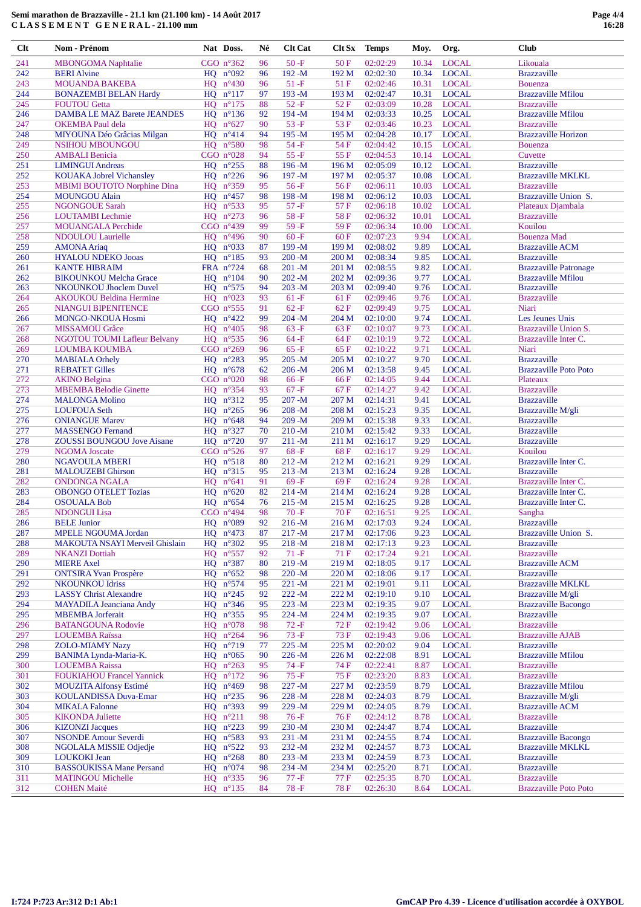**Semi marathon de Brazzaville - 21.1 km (21.100 km) - 14 Août 2017**
**C L A S S E M E N T G E N E R A L - 21.100 mm**

| Clt | Nom - Prénom | Nat | Doss. | Né | Clt Cat | Clt Sx | Temps | Moy. | Org. | Club |
|---|---|---|---|---|---|---|---|---|---|---|
| 241 | MBONGOMA Naphtalie | CGO | n°362 | 96 | 50 -F | 50 F | 02:02:29 | 10.34 | LOCAL | Likouala |
| 242 | BERI Alvine | HQ | n°092 | 96 | 192 -M | 192 M | 02:02:30 | 10.34 | LOCAL | Brazzaville |
| 243 | MOUANDA BAKEBA | HQ | n°430 | 96 | 51 -F | 51 F | 02:02:46 | 10.31 | LOCAL | Bouenza |
| 244 | BONAZEMBI BELAN Hardy | HQ | n°117 | 97 | 193 -M | 193 M | 02:02:47 | 10.31 | LOCAL | Brazzaville Mfilou |
| 245 | FOUTOU Getta | HQ | n°175 | 88 | 52 -F | 52 F | 02:03:09 | 10.28 | LOCAL | Brazzaville |
| 246 | DAMBA LE MAZ Barete JEANDES | HQ | n°136 | 92 | 194 -M | 194 M | 02:03:33 | 10.25 | LOCAL | Brazzaville Mfilou |
| 247 | OKEMBA Paul dela | HQ | n°627 | 90 | 53 -F | 53 F | 02:03:46 | 10.23 | LOCAL | Brazzaville |
| 248 | MIYOUNA Déo Grâcias Milgan | HQ | n°414 | 94 | 195 -M | 195 M | 02:04:28 | 10.17 | LOCAL | Brazzaville Horizon |
| 249 | NSIHOU MBOUNGOU | HQ | n°580 | 98 | 54 -F | 54 F | 02:04:42 | 10.15 | LOCAL | Bouenza |
| 250 | AMBALI Benicia | CGO | n°028 | 94 | 55 -F | 55 F | 02:04:53 | 10.14 | LOCAL | Cuvette |
| 251 | LIMINGUI Andreas | HQ | n°255 | 88 | 196 -M | 196 M | 02:05:09 | 10.12 | LOCAL | Brazzaville |
| 252 | KOUAKA Jobrel Vichansley | HQ | n°226 | 96 | 197 -M | 197 M | 02:05:37 | 10.08 | LOCAL | Brazzaville MKLKL |
| 253 | MBIMI BOUTOTO Norphine Dina | HQ | n°359 | 95 | 56 -F | 56 F | 02:06:11 | 10.03 | LOCAL | Brazzaville |
| 254 | MOUNGOU Alain | HQ | n°457 | 98 | 198 -M | 198 M | 02:06:12 | 10.03 | LOCAL | Brazzaville Union S. |
| 255 | NGONGOUE Sarah | HQ | n°533 | 95 | 57 -F | 57 F | 02:06:18 | 10.02 | LOCAL | Plateaux Djambala |
| 256 | LOUTAMBI Lechmie | HQ | n°273 | 96 | 58 -F | 58 F | 02:06:32 | 10.01 | LOCAL | Brazzaville |
| 257 | MOUANGALA Perchide | CGO | n°439 | 99 | 59 -F | 59 F | 02:06:34 | 10.00 | LOCAL | Kouilou |
| 258 | NDOULOU Laurielle | HQ | n°496 | 90 | 60 -F | 60 F | 02:07:23 | 9.94 | LOCAL | Bouenza Mad |
| 259 | AMONA Ariaq | HQ | n°033 | 87 | 199 -M | 199 M | 02:08:02 | 9.89 | LOCAL | Brazzaville ACM |
| 260 | HYALOU NDEKO Jooas | HQ | n°185 | 93 | 200 -M | 200 M | 02:08:34 | 9.85 | LOCAL | Brazzaville |
| 261 | KANTE HIBRAIM | FRA | n°724 | 68 | 201 -M | 201 M | 02:08:55 | 9.82 | LOCAL | Brazzaville Patronage |
| 262 | BIKOUNKOU Melcha Grace | HQ | n°104 | 90 | 202 -M | 202 M | 02:09:36 | 9.77 | LOCAL | Brazzaville Mfilou |
| 263 | NKOUNKOU Jhoclem Duvel | HQ | n°575 | 94 | 203 -M | 203 M | 02:09:40 | 9.76 | LOCAL | Brazzaville |
| 264 | AKOUKOU Beldina Hermine | HQ | n°023 | 93 | 61 -F | 61 F | 02:09:46 | 9.76 | LOCAL | Brazzaville |
| 265 | NIANGUI BIPENITENCE | CGO | n°555 | 91 | 62 -F | 62 F | 02:09:49 | 9.75 | LOCAL | Niari |
| 266 | MONGO-NKOUA Hosmi | HQ | n°422 | 99 | 204 -M | 204 M | 02:10:00 | 9.74 | LOCAL | Les Jeunes Unis |
| 267 | MISSAMOU Grâce | HQ | n°405 | 98 | 63 -F | 63 F | 02:10:07 | 9.73 | LOCAL | Brazzaville Union S. |
| 268 | NGOTOU TOUMI Lafleur Belvany | HQ | n°535 | 96 | 64 -F | 64 F | 02:10:19 | 9.72 | LOCAL | Brazzaville Inter C. |
| 269 | LOUMBA KOUMBA | CGO | n°269 | 96 | 65 -F | 65 F | 02:10:22 | 9.71 | LOCAL | Niari |
| 270 | MABIALA Orhely | HQ | n°283 | 95 | 205 -M | 205 M | 02:10:27 | 9.70 | LOCAL | Brazzaville |
| 271 | REBATET Gilles | HQ | n°678 | 62 | 206 -M | 206 M | 02:13:58 | 9.45 | LOCAL | Brazzaville Poto Poto |
| 272 | AKINO Belgina | CGO | n°020 | 98 | 66 -F | 66 F | 02:14:05 | 9.44 | LOCAL | Plateaux |
| 273 | MBEMBA Belodie Ginette | HQ | n°354 | 93 | 67 -F | 67 F | 02:14:27 | 9.42 | LOCAL | Brazzaville |
| 274 | MALONGA Molino | HQ | n°312 | 95 | 207 -M | 207 M | 02:14:31 | 9.41 | LOCAL | Brazzaville |
| 275 | LOUFOUA Seth | HQ | n°265 | 96 | 208 -M | 208 M | 02:15:23 | 9.35 | LOCAL | Brazzaville M/gli |
| 276 | ONIANGUE Marev | HQ | n°648 | 94 | 209 -M | 209 M | 02:15:38 | 9.33 | LOCAL | Brazzaville |
| 277 | MASSENGO Fernand | HQ | n°327 | 70 | 210 -M | 210 M | 02:15:42 | 9.33 | LOCAL | Brazzaville |
| 278 | ZOUSSI BOUNGOU Jove Aisane | HQ | n°720 | 97 | 211 -M | 211 M | 02:16:17 | 9.29 | LOCAL | Brazzaville |
| 279 | NGOMA Joscate | CGO | n°526 | 97 | 68 -F | 68 F | 02:16:17 | 9.29 | LOCAL | Kouilou |
| 280 | NGAVOULA MBERI | HQ | n°518 | 80 | 212 -M | 212 M | 02:16:21 | 9.29 | LOCAL | Brazzaville Inter C. |
| 281 | MALOUZEBI Ghirson | HQ | n°315 | 95 | 213 -M | 213 M | 02:16:24 | 9.28 | LOCAL | Brazzaville |
| 282 | ONDONGA NGALA | HQ | n°641 | 91 | 69 -F | 69 F | 02:16:24 | 9.28 | LOCAL | Brazzaville Inter C. |
| 283 | OBONGO OTELET Tozias | HQ | n°620 | 82 | 214 -M | 214 M | 02:16:24 | 9.28 | LOCAL | Brazzaville Inter C. |
| 284 | OSOUALA Bob | HQ | n°654 | 76 | 215 -M | 215 M | 02:16:25 | 9.28 | LOCAL | Brazzaville Inter C. |
| 285 | NDONGUI Lisa | CGO | n°494 | 98 | 70 -F | 70 F | 02:16:51 | 9.25 | LOCAL | Sangha |
| 286 | BELE Junior | HQ | n°089 | 92 | 216 -M | 216 M | 02:17:03 | 9.24 | LOCAL | Brazzaville |
| 287 | MPELE NGOUMA Jordan | HQ | n°473 | 87 | 217 -M | 217 M | 02:17:06 | 9.23 | LOCAL | Brazzaville Union S. |
| 288 | MAKOUTA NSAYI Merveil Ghislain | HQ | n°302 | 95 | 218 -M | 218 M | 02:17:13 | 9.23 | LOCAL | Brazzaville |
| 289 | NKANZI Dottiah | HQ | n°557 | 92 | 71 -F | 71 F | 02:17:24 | 9.21 | LOCAL | Brazzaville |
| 290 | MIERE Axel | HQ | n°387 | 80 | 219 -M | 219 M | 02:18:05 | 9.17 | LOCAL | Brazzaville ACM |
| 291 | ONTSIRA Yvan Prospère | HQ | n°652 | 98 | 220 -M | 220 M | 02:18:06 | 9.17 | LOCAL | Brazzaville |
| 292 | NKOUNKOU Idriss | HQ | n°574 | 95 | 221 -M | 221 M | 02:19:01 | 9.11 | LOCAL | Brazzaville MKLKL |
| 293 | LASSY Christ Alexandre | HQ | n°245 | 92 | 222 -M | 222 M | 02:19:10 | 9.10 | LOCAL | Brazzaville M/gli |
| 294 | MAYADILA Jeanciana Andy | HQ | n°346 | 95 | 223 -M | 223 M | 02:19:35 | 9.07 | LOCAL | Brazzaville Bacongo |
| 295 | MBEMBA Jorferait | HQ | n°355 | 95 | 224 -M | 224 M | 02:19:35 | 9.07 | LOCAL | Brazzaville |
| 296 | BATANGOUNA Rodovie | HQ | n°078 | 98 | 72 -F | 72 F | 02:19:42 | 9.06 | LOCAL | Brazzaville |
| 297 | LOUEMBA Raïssa | HQ | n°264 | 96 | 73 -F | 73 F | 02:19:43 | 9.06 | LOCAL | Brazzaville AJAB |
| 298 | ZOLO-MIAMY Nazy | HQ | n°719 | 77 | 225 -M | 225 M | 02:20:02 | 9.04 | LOCAL | Brazzaville |
| 299 | BANIMA Lynda-Maria-K. | HQ | n°065 | 90 | 226 -M | 226 M | 02:22:08 | 8.91 | LOCAL | Brazzaville Mfilou |
| 300 | LOUEMBA Raissa | HQ | n°263 | 95 | 74 -F | 74 F | 02:22:41 | 8.87 | LOCAL | Brazzaville |
| 301 | FOUKIAHOU Francel Yannick | HQ | n°172 | 96 | 75 -F | 75 F | 02:23:20 | 8.83 | LOCAL | Brazzaville |
| 302 | MOUZITA Alfonsy Estimé | HQ | n°469 | 98 | 227 -M | 227 M | 02:23:59 | 8.79 | LOCAL | Brazzaville Mfilou |
| 303 | KOULANDISSA Duva-Emar | HQ | n°235 | 96 | 228 -M | 228 M | 02:24:03 | 8.79 | LOCAL | Brazzaville M/gli |
| 304 | MIKALA Falonne | HQ | n°393 | 99 | 229 -M | 229 M | 02:24:05 | 8.79 | LOCAL | Brazzaville ACM |
| 305 | KIKONDA Juliette | HQ | n°211 | 98 | 76 -F | 76 F | 02:24:12 | 8.78 | LOCAL | Brazzaville |
| 306 | KIZONZI Jacques | HQ | n°223 | 99 | 230 -M | 230 M | 02:24:47 | 8.74 | LOCAL | Brazzaville |
| 307 | NSONDE Amour Severdi | HQ | n°583 | 93 | 231 -M | 231 M | 02:24:55 | 8.74 | LOCAL | Brazzaville Bacongo |
| 308 | NGALA MISSIE Odjedje | HQ | n°522 | 93 | 232 -M | 232 M | 02:24:57 | 8.73 | LOCAL | Brazzaville MKLKL |
| 309 | LOUKOKI Jean | HQ | n°268 | 80 | 233 -M | 233 M | 02:24:59 | 8.73 | LOCAL | Brazzaville |
| 310 | BASSOUKISSA Mane Persand | HQ | n°074 | 98 | 234 -M | 234 M | 02:25:20 | 8.71 | LOCAL | Brazzaville |
| 311 | MATINGOU Michelle | HQ | n°335 | 96 | 77 -F | 77 F | 02:25:35 | 8.70 | LOCAL | Brazzaville |
| 312 | COHEN Maité | HQ | n°135 | 84 | 78 -F | 78 F | 02:26:30 | 8.64 | LOCAL | Brazzaville Poto Poto |

I:724 P:723 Ar:312 D:1 Ab:1

GmCAP Pro 4.39 - Licence d'utilisation accordée à OXYBOL